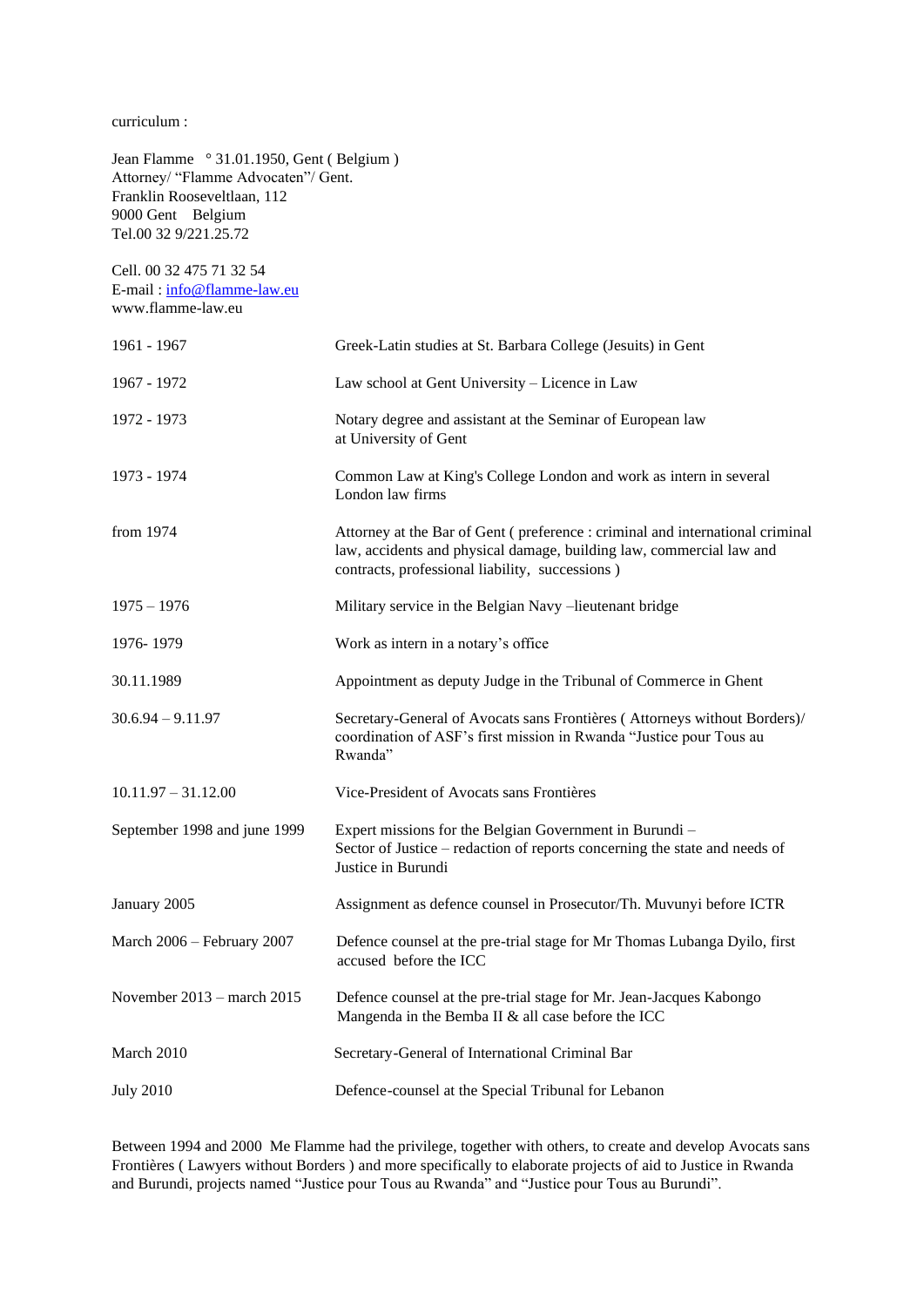curriculum :

Jean Flamme ° 31.01.1950, Gent ( Belgium )
Attorney/ "Flamme Advocaten"/ Gent.
Franklin Rooseveltlaan, 112
9000 Gent Belgium
Tel.00 32 9/221.25.72

Cell. 00 32 475 71 32 54
E-mail : info@flamme-law.eu
www.flamme-law.eu

| | |
|---|---|
| 1961 - 1967 | Greek-Latin studies at St. Barbara College (Jesuits) in Gent |
| 1967 - 1972 | Law school at Gent University – Licence in Law |
| 1972 - 1973 | Notary degree and assistant at the Seminar of European law at University of Gent |
| 1973 - 1974 | Common Law at King's College London and work as intern in several London law firms |
| from 1974 | Attorney at the Bar of Gent ( preference : criminal and international criminal law, accidents and physical damage, building law, commercial law and contracts, professional liability, successions ) |
| 1975 – 1976 | Military service in the Belgian Navy –lieutenant bridge |
| 1976- 1979 | Work as intern in a notary's office |
| 30.11.1989 | Appointment as deputy Judge in the Tribunal of Commerce in Ghent |
| 30.6.94 – 9.11.97 | Secretary-General of Avocats sans Frontières ( Attorneys without Borders)/ coordination of ASF's first mission in Rwanda "Justice pour Tous au Rwanda" |
| 10.11.97 – 31.12.00 | Vice-President of Avocats sans Frontières |
| September 1998 and june 1999 | Expert missions for the Belgian Government in Burundi – Sector of Justice – redaction of reports concerning the state and needs of Justice in Burundi |
| January 2005 | Assignment as defence counsel in Prosecutor/Th. Muvunyi before ICTR |
| March 2006 – February 2007 | Defence counsel at the pre-trial stage for Mr Thomas Lubanga Dyilo, first accused before the ICC |
| November 2013 – march 2015 | Defence counsel at the pre-trial stage for Mr. Jean-Jacques Kabongo Mangenda in the Bemba II & all case before the ICC |
| March 2010 | Secretary-General of International Criminal Bar |
| July 2010 | Defence-counsel at the Special Tribunal for Lebanon |

Between 1994 and 2000 Me Flamme had the privilege, together with others, to create and develop Avocats sans Frontières ( Lawyers without Borders ) and more specifically to elaborate projects of aid to Justice in Rwanda and Burundi, projects named "Justice pour Tous au Rwanda" and "Justice pour Tous au Burundi".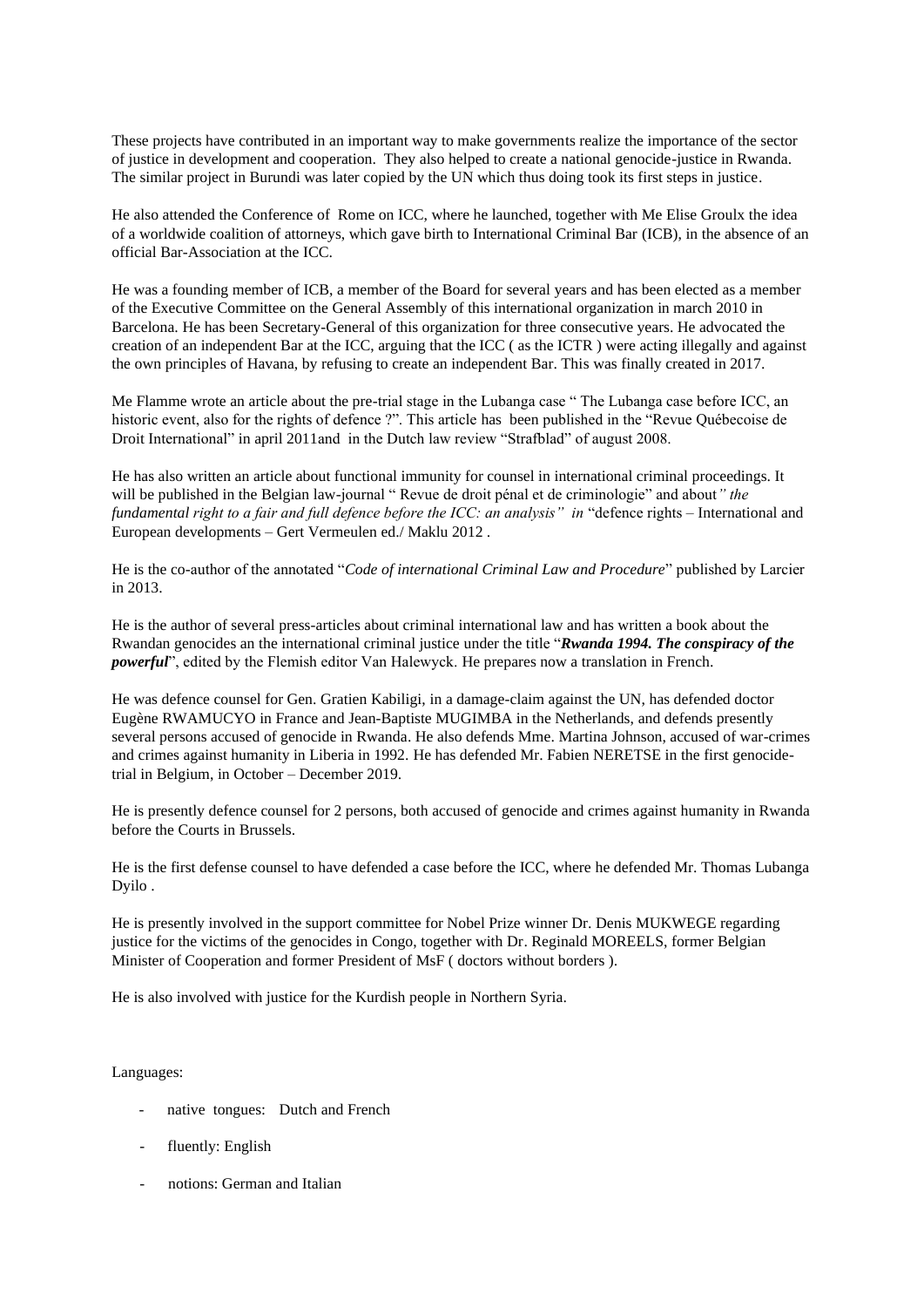These projects have contributed in an important way to make governments realize the importance of the sector of justice in development and cooperation. They also helped to create a national genocide-justice in Rwanda. The similar project in Burundi was later copied by the UN which thus doing took its first steps in justice.

He also attended the Conference of Rome on ICC, where he launched, together with Me Elise Groulx the idea of a worldwide coalition of attorneys, which gave birth to International Criminal Bar (ICB), in the absence of an official Bar-Association at the ICC.

He was a founding member of ICB, a member of the Board for several years and has been elected as a member of the Executive Committee on the General Assembly of this international organization in march 2010 in Barcelona. He has been Secretary-General of this organization for three consecutive years. He advocated the creation of an independent Bar at the ICC, arguing that the ICC ( as the ICTR ) were acting illegally and against the own principles of Havana, by refusing to create an independent Bar. This was finally created in 2017.

Me Flamme wrote an article about the pre-trial stage in the Lubanga case " The Lubanga case before ICC, an historic event, also for the rights of defence ?". This article has been published in the "Revue Québecoise de Droit International" in april 2011and in the Dutch law review "Strafblad" of august 2008.

He has also written an article about functional immunity for counsel in international criminal proceedings. It will be published in the Belgian law-journal " Revue de droit pénal et de criminologie" and about*" the fundamental right to a fair and full defence before the ICC: an analysis" in* "defence rights – International and European developments – Gert Vermeulen ed./ Maklu 2012 .

He is the co-author of the annotated "*Code of international Criminal Law and Procedure*" published by Larcier in 2013.

He is the author of several press-articles about criminal international law and has written a book about the Rwandan genocides an the international criminal justice under the title "***Rwanda 1994. The conspiracy of the powerful***", edited by the Flemish editor Van Halewyck. He prepares now a translation in French.

He was defence counsel for Gen. Gratien Kabiligi, in a damage-claim against the UN, has defended doctor Eugène RWAMUCYO in France and Jean-Baptiste MUGIMBA in the Netherlands, and defends presently several persons accused of genocide in Rwanda. He also defends Mme. Martina Johnson, accused of war-crimes and crimes against humanity in Liberia in 1992. He has defends Mr. Fabien NERETSE in the first genocide-trial in Belgium, in October – December 2019.

He is presently defence counsel for 2 persons, both accused of genocide and crimes against humanity in Rwanda before the Courts in Brussels.

He is the first defense counsel to have defended a case before the ICC, where he defended Mr. Thomas Lubanga Dyilo .

He is presently involved in the support committee for Nobel Prize winner Dr. Denis MUKWEGE regarding justice for the victims of the genocides in Congo, together with Dr. Reginald MOREELS, former Belgian Minister of Cooperation and former President of MsF ( doctors without borders ).

He is also involved with justice for the Kurdish people in Northern Syria.

Languages:

- native tongues: Dutch and French
- fluently: English
- notions: German and Italian